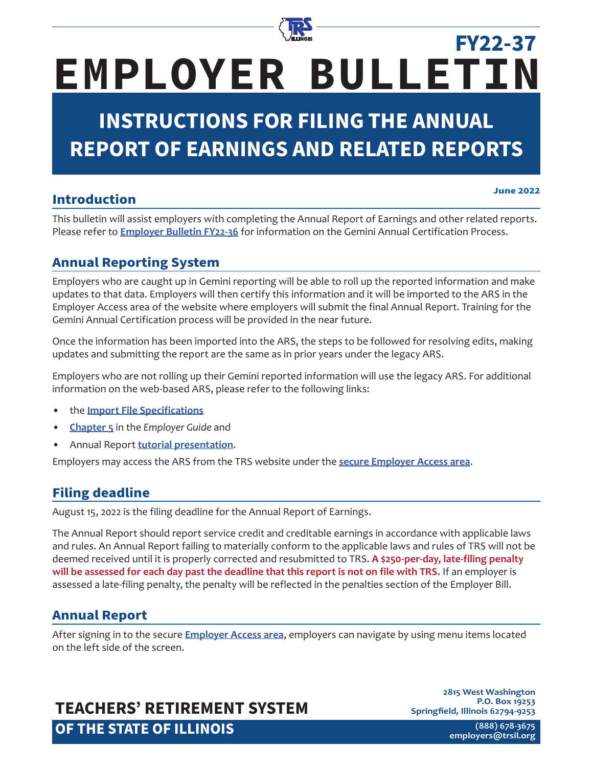FY22-37

# EMPLOYER BULLETIN

# INSTRUCTIONS FOR FILING THE ANNUAL REPORT OF EARNINGS AND RELATED REPORTS

June 2022

## Introduction

This bulletin will assist employers with completing the Annual Report of Earnings and other related reports. Please refer to **Employer Bulletin FY22-36** for information on the Gemini Annual Certification Process.

## Annual Reporting System

Employers who are caught up in Gemini reporting will be able to roll up the reported information and make updates to that data. Employers will then certify this information and it will be imported to the ARS in the Employer Access area of the website where employers will submit the final Annual Report. Training for the Gemini Annual Certification process will be provided in the near future.

Once the information has been imported into the ARS, the steps to be followed for resolving edits, making updates and submitting the report are the same as in prior years under the legacy ARS.

Employers who are not rolling up their Gemini reported information will use the legacy ARS. For additional information on the web-based ARS, please refer to the following links:

- the **Import File Specifications**
- **Chapter 5** in the *Employer Guide* and
- Annual Report **tutorial presentation**.

Employers may access the ARS from the TRS website under the **secure Employer Access area**.

## Filing deadline

August 15, 2022 is the filing deadline for the Annual Report of Earnings.

The Annual Report should report service credit and creditable earnings in accordance with applicable laws and rules. An Annual Report failing to materially conform to the applicable laws and rules of TRS will not be deemed received until it is properly corrected and resubmitted to TRS. **A $250-per-day, late-filing penalty will be assessed for each day past the deadline that this report is not on file with TRS.** If an employer is assessed a late-filing penalty, the penalty will be reflected in the penalties section of the Employer Bill.

## Annual Report

After signing in to the secure **Employer Access area**, employers can navigate by using menu items located on the left side of the screen.

**TEACHERS' RETIREMENT SYSTEM OF THE STATE OF ILLINOIS**

2815 West Washington
P.O. Box 19253
Springfield, Illinois 62794-9253
(888) 678-3675
employers@trsil.org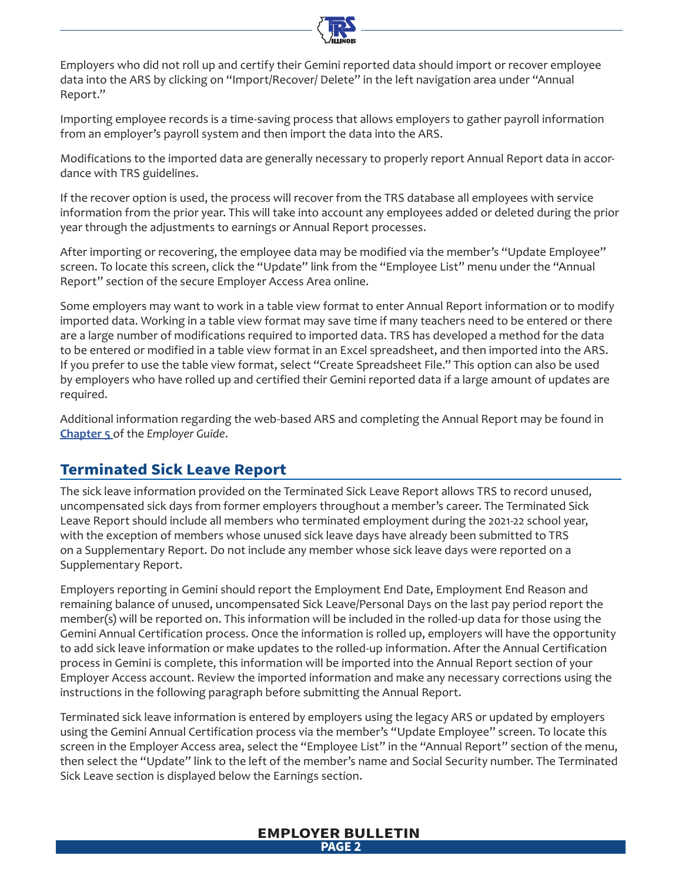Employers who did not roll up and certify their Gemini reported data should import or recover employee data into the ARS by clicking on "Import/Recover/ Delete" in the left navigation area under "Annual Report."

Importing employee records is a time-saving process that allows employers to gather payroll information from an employer's payroll system and then import the data into the ARS.

Modifications to the imported data are generally necessary to properly report Annual Report data in accordance with TRS guidelines.

If the recover option is used, the process will recover from the TRS database all employees with service information from the prior year. This will take into account any employees added or deleted during the prior year through the adjustments to earnings or Annual Report processes.

After importing or recovering, the employee data may be modified via the member's "Update Employee" screen. To locate this screen, click the "Update" link from the "Employee List" menu under the "Annual Report" section of the secure Employer Access Area online.

Some employers may want to work in a table view format to enter Annual Report information or to modify imported data. Working in a table view format may save time if many teachers need to be entered or there are a large number of modifications required to imported data. TRS has developed a method for the data to be entered or modified in a table view format in an Excel spreadsheet, and then imported into the ARS. If you prefer to use the table view format, select "Create Spreadsheet File." This option can also be used by employers who have rolled up and certified their Gemini reported data if a large amount of updates are required.

Additional information regarding the web-based ARS and completing the Annual Report may be found in **Chapter 5** of the *Employer Guide*.

## Terminated Sick Leave Report

The sick leave information provided on the Terminated Sick Leave Report allows TRS to record unused, uncompensated sick days from former employers throughout a member's career. The Terminated Sick Leave Report should include all members who terminated employment during the 2021-22 school year, with the exception of members whose unused sick leave days have already been submitted to TRS on a Supplementary Report. Do not include any member whose sick leave days were reported on a Supplementary Report.

Employers reporting in Gemini should report the Employment End Date, Employment End Reason and remaining balance of unused, uncompensated Sick Leave/Personal Days on the last pay period report the member(s) will be reported on. This information will be included in the rolled-up data for those using the Gemini Annual Certification process. Once the information is rolled up, employers will have the opportunity to add sick leave information or make updates to the rolled-up information. After the Annual Certification process in Gemini is complete, this information will be imported into the Annual Report section of your Employer Access account. Review the imported information and make any necessary corrections using the instructions in the following paragraph before submitting the Annual Report.

Terminated sick leave information is entered by employers using the legacy ARS or updated by employers using the Gemini Annual Certification process via the member's "Update Employee" screen. To locate this screen in the Employer Access area, select the "Employee List" in the "Annual Report" section of the menu, then select the "Update" link to the left of the member's name and Social Security number. The Terminated Sick Leave section is displayed below the Earnings section.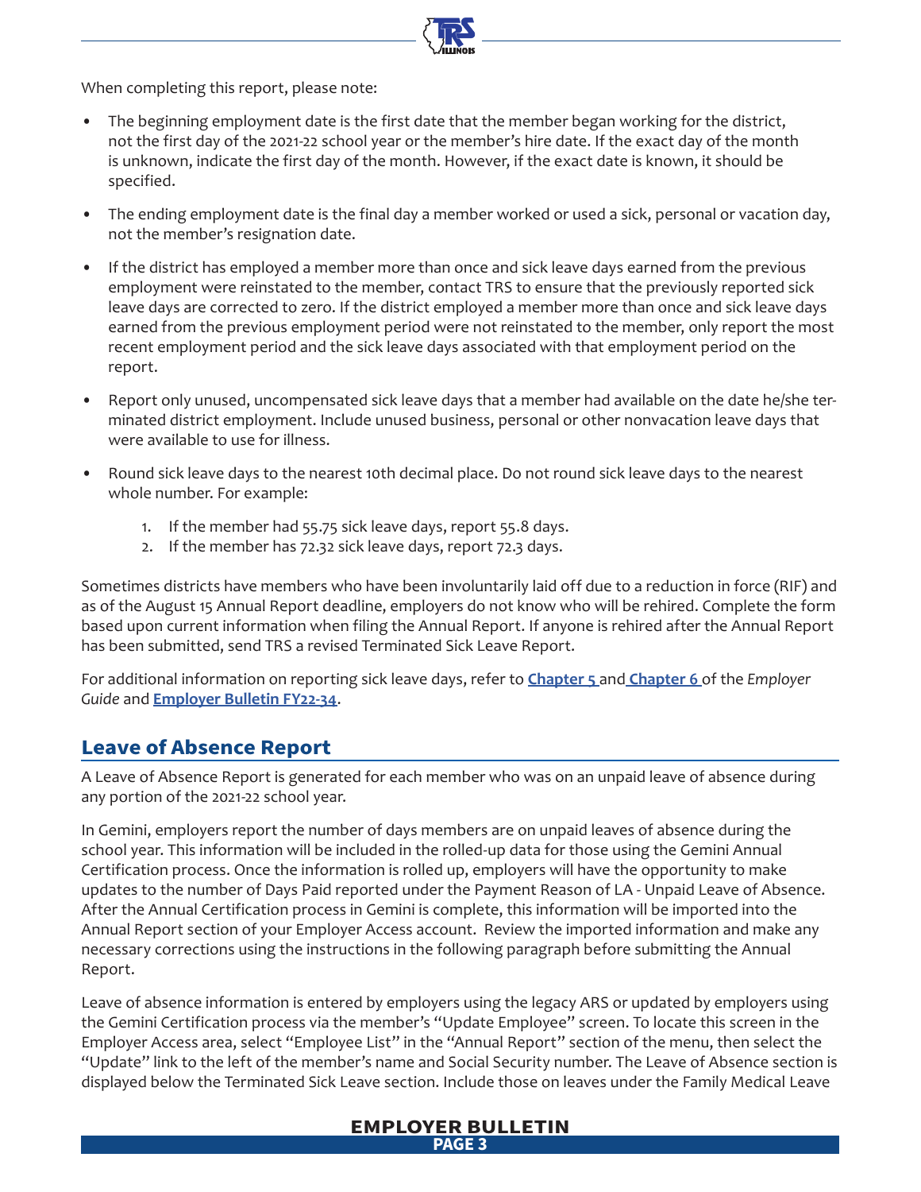When completing this report, please note:

- The beginning employment date is the first date that the member began working for the district, not the first day of the 2021-22 school year or the member's hire date. If the exact day of the month is unknown, indicate the first day of the month. However, if the exact date is known, it should be specified.
- The ending employment date is the final day a member worked or used a sick, personal or vacation day, not the member's resignation date.
- If the district has employed a member more than once and sick leave days earned from the previous employment were reinstated to the member, contact TRS to ensure that the previously reported sick leave days are corrected to zero. If the district employed a member more than once and sick leave days earned from the previous employment period were not reinstated to the member, only report the most recent employment period and the sick leave days associated with that employment period on the report.
- Report only unused, uncompensated sick leave days that a member had available on the date he/she terminated district employment. Include unused business, personal or other nonvacation leave days that were available to use for illness.
- Round sick leave days to the nearest 10th decimal place. Do not round sick leave days to the nearest whole number. For example:
    1. If the member had 55.75 sick leave days, report 55.8 days.
    2. If the member has 72.32 sick leave days, report 72.3 days.

Sometimes districts have members who have been involuntarily laid off due to a reduction in force (RIF) and as of the August 15 Annual Report deadline, employers do not know who will be rehired. Complete the form based upon current information when filing the Annual Report. If anyone is rehired after the Annual Report has been submitted, send TRS a revised Terminated Sick Leave Report.

For additional information on reporting sick leave days, refer to **Chapter 5** and **Chapter 6** of the *Employer Guide* and **Employer Bulletin FY22-34**.

## Leave of Absence Report

A Leave of Absence Report is generated for each member who was on an unpaid leave of absence during any portion of the 2021-22 school year.

In Gemini, employers report the number of days members are on unpaid leaves of absence during the school year. This information will be included in the rolled-up data for those using the Gemini Annual Certification process. Once the information is rolled up, employers will have the opportunity to make updates to the number of Days Paid reported under the Payment Reason of LA - Unpaid Leave of Absence. After the Annual Certification process in Gemini is complete, this information will be imported into the Annual Report section of your Employer Access account. Review the imported information and make any necessary corrections using the instructions in the following paragraph before submitting the Annual Report.

Leave of absence information is entered by employers using the legacy ARS or updated by employers using the Gemini Certification process via the member's "Update Employee" screen. To locate this screen in the Employer Access area, select "Employee List" in the "Annual Report" section of the menu, then select the "Update" link to the left of the member's name and Social Security number. The Leave of Absence section is displayed below the Terminated Sick Leave section. Include those on leaves under the Family Medical Leave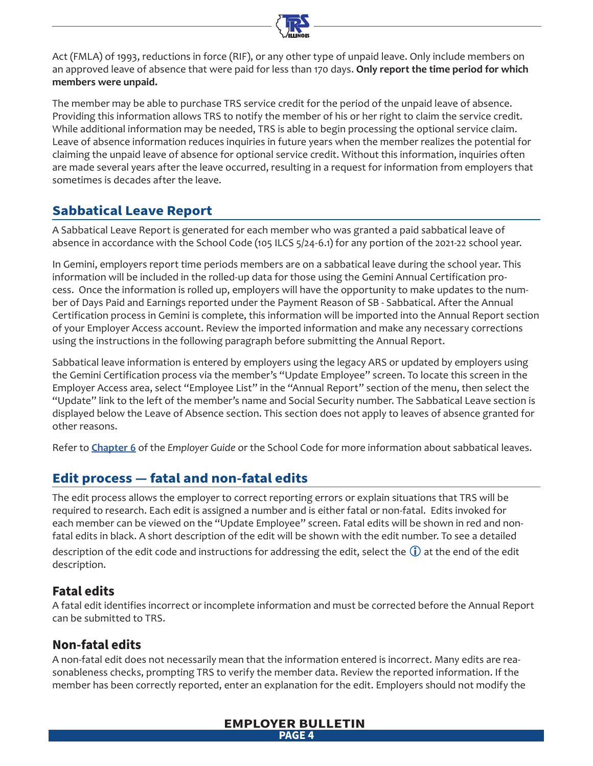Act (FMLA) of 1993, reductions in force (RIF), or any other type of unpaid leave. Only include members on an approved leave of absence that were paid for less than 170 days. **Only report the time period for which members were unpaid.**

The member may be able to purchase TRS service credit for the period of the unpaid leave of absence. Providing this information allows TRS to notify the member of his or her right to claim the service credit. While additional information may be needed, TRS is able to begin processing the optional service claim. Leave of absence information reduces inquiries in future years when the member realizes the potential for claiming the unpaid leave of absence for optional service credit. Without this information, inquiries often are made several years after the leave occurred, resulting in a request for information from employers that sometimes is decades after the leave.

## Sabbatical Leave Report

A Sabbatical Leave Report is generated for each member who was granted a paid sabbatical leave of absence in accordance with the School Code (105 ILCS 5/24-6.1) for any portion of the 2021-22 school year.

In Gemini, employers report time periods members are on a sabbatical leave during the school year. This information will be included in the rolled-up data for those using the Gemini Annual Certification process. Once the information is rolled up, employers will have the opportunity to make updates to the number of Days Paid and Earnings reported under the Payment Reason of SB - Sabbatical. After the Annual Certification process in Gemini is complete, this information will be imported into the Annual Report section of your Employer Access account. Review the imported information and make any necessary corrections using the instructions in the following paragraph before submitting the Annual Report.

Sabbatical leave information is entered by employers using the legacy ARS or updated by employers using the Gemini Certification process via the member's "Update Employee" screen. To locate this screen in the Employer Access area, select "Employee List" in the "Annual Report" section of the menu, then select the "Update" link to the left of the member's name and Social Security number. The Sabbatical Leave section is displayed below the Leave of Absence section. This section does not apply to leaves of absence granted for other reasons.

Refer to **Chapter 6** of the *Employer Guide* or the School Code for more information about sabbatical leaves.

## Edit process — fatal and non-fatal edits

The edit process allows the employer to correct reporting errors or explain situations that TRS will be required to research. Each edit is assigned a number and is either fatal or non-fatal. Edits invoked for each member can be viewed on the "Update Employee" screen. Fatal edits will be shown in red and non-fatal edits in black. A short description of the edit will be shown with the edit number. To see a detailed description of the edit code and instructions for addressing the edit, select the ⓘ at the end of the edit description.

### Fatal edits

A fatal edit identifies incorrect or incomplete information and must be corrected before the Annual Report can be submitted to TRS.

### Non-fatal edits

A non-fatal edit does not necessarily mean that the information entered is incorrect. Many edits are reasonableness checks, prompting TRS to verify the member data. Review the reported information. If the member has been correctly reported, enter an explanation for the edit. Employers should not modify the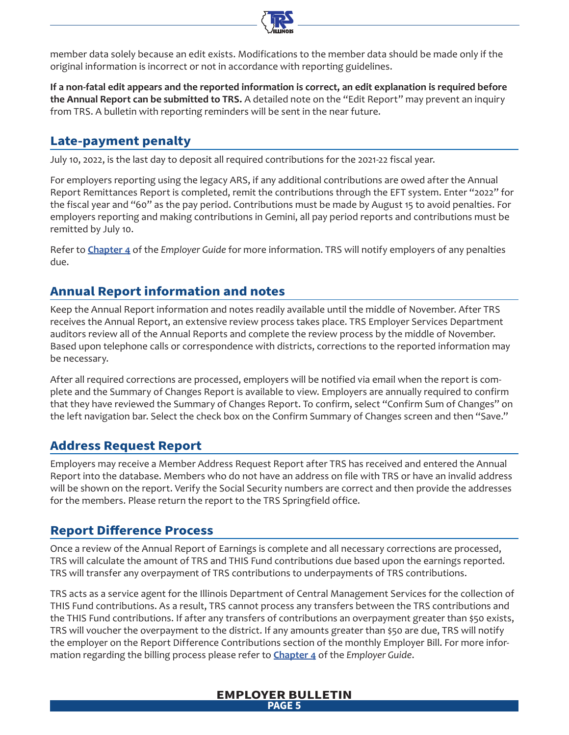member data solely because an edit exists. Modifications to the member data should be made only if the original information is incorrect or not in accordance with reporting guidelines.

**If a non-fatal edit appears and the reported information is correct, an edit explanation is required before the Annual Report can be submitted to TRS.** A detailed note on the "Edit Report" may prevent an inquiry from TRS. A bulletin with reporting reminders will be sent in the near future.

## Late-payment penalty

July 10, 2022, is the last day to deposit all required contributions for the 2021-22 fiscal year.

For employers reporting using the legacy ARS, if any additional contributions are owed after the Annual Report Remittances Report is completed, remit the contributions through the EFT system. Enter "2022" for the fiscal year and "60" as the pay period. Contributions must be made by August 15 to avoid penalties. For employers reporting and making contributions in Gemini, all pay period reports and contributions must be remitted by July 10.

Refer to **Chapter 4** of the *Employer Guide* for more information. TRS will notify employers of any penalties due.

## Annual Report information and notes

Keep the Annual Report information and notes readily available until the middle of November. After TRS receives the Annual Report, an extensive review process takes place. TRS Employer Services Department auditors review all of the Annual Reports and complete the review process by the middle of November. Based upon telephone calls or correspondence with districts, corrections to the reported information may be necessary.

After all required corrections are processed, employers will be notified via email when the report is complete and the Summary of Changes Report is available to view. Employers are annually required to confirm that they have reviewed the Summary of Changes Report. To confirm, select "Confirm Sum of Changes" on the left navigation bar. Select the check box on the Confirm Summary of Changes screen and then "Save."

## Address Request Report

Employers may receive a Member Address Request Report after TRS has received and entered the Annual Report into the database. Members who do not have an address on file with TRS or have an invalid address will be shown on the report. Verify the Social Security numbers are correct and then provide the addresses for the members. Please return the report to the TRS Springfield office.

## Report Difference Process

Once a review of the Annual Report of Earnings is complete and all necessary corrections are processed, TRS will calculate the amount of TRS and THIS Fund contributions due based upon the earnings reported. TRS will transfer any overpayment of TRS contributions to underpayments of TRS contributions.

TRS acts as a service agent for the Illinois Department of Central Management Services for the collection of THIS Fund contributions. As a result, TRS cannot process any transfers between the TRS contributions and the THIS Fund contributions. If after any transfers of contributions an overpayment greater than $50 exists, TRS will voucher the overpayment to the district. If any amounts greater than $50 are due, TRS will notify the employer on the Report Difference Contributions section of the monthly Employer Bill. For more information regarding the billing process please refer to **Chapter 4** of the *Employer Guide*.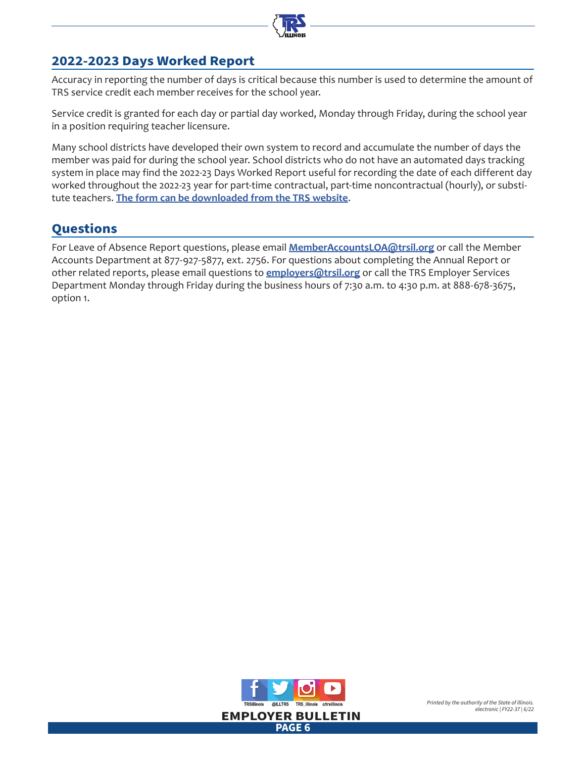## 2022-2023 Days Worked Report

Accuracy in reporting the number of days is critical because this number is used to determine the amount of TRS service credit each member receives for the school year.

Service credit is granted for each day or partial day worked, Monday through Friday, during the school year in a position requiring teacher licensure.

Many school districts have developed their own system to record and accumulate the number of days the member was paid for during the school year. School districts who do not have an automated days tracking system in place may find the 2022-23 Days Worked Report useful for recording the date of each different day worked throughout the 2022-23 year for part-time contractual, part-time noncontractual (hourly), or substitute teachers. **The form can be downloaded from the TRS website**.

## Questions

For Leave of Absence Report questions, please email **MemberAccountsLOA@trsil.org** or call the Member Accounts Department at 877-927-5877, ext. 2756. For questions about completing the Annual Report or other related reports, please email questions to **employers@trsil.org** or call the TRS Employer Services Department Monday through Friday during the business hours of 7:30 a.m. to 4:30 p.m. at 888-678-3675, option 1.

TRSIllinois @ILLTRS TRS_illinois c/trsillinois

*Printed by the authority of the State of Illinois.*
*electronic | FY22-37 | 6/22*